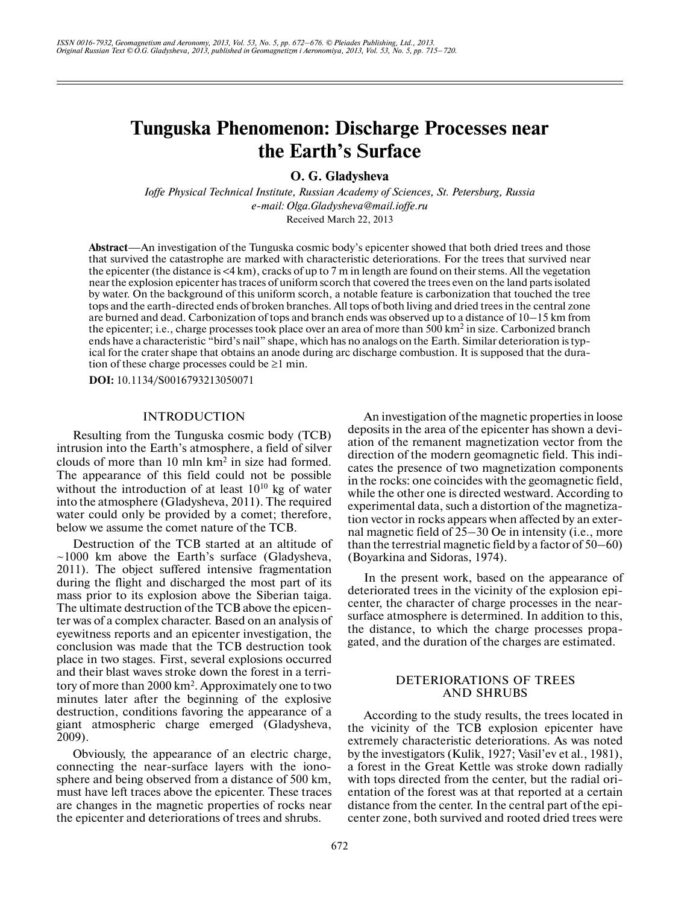# Tunguska Phenomenon: Discharge Processes near the Earth's Surface

**O. G. Gladysheva**

*Ioffe Physical Technical Institute, Russian Academy of Sciences, St. Petersburg, Russia*
*e-mail: Olga.Gladysheva@mail.ioffe.ru*
Received March 22, 2013

**Abstract**—An investigation of the Tunguska cosmic body's epicenter showed that both dried trees and those that survived the catastrophe are marked with characteristic deteriorations. For the trees that survived near the epicenter (the distance is <4 km), cracks of up to 7 m in length are found on their stems. All the vegetation near the explosion epicenter has traces of uniform scorch that covered the trees even on the land parts isolated by water. On the background of this uniform scorch, a notable feature is carbonization that touched the tree tops and the earth-directed ends of broken branches. All tops of both living and dried trees in the central zone are burned and dead. Carbonization of tops and branch ends was observed up to a distance of 10–15 km from the epicenter; i.e., charge processes took place over an area of more than 500 km$^2$ in size. Carbonized branch ends have a characteristic "bird's nail" shape, which has no analogs on the Earth. Similar deterioration is typical for the crater shape that obtains an anode during arc discharge combustion. It is supposed that the duration of these charge processes could be ≥1 min.

**DOI:** 10.1134/S0016793213050071

## INTRODUCTION

Resulting from the Tunguska cosmic body (TCB) intrusion into the Earth's atmosphere, a field of silver clouds of more than 10 mln km$^2$ in size had formed. The appearance of this field could not be possible without the introduction of at least $10^{10}$ kg of water into the atmosphere (Gladysheva, 2011). The required water could only be provided by a comet; therefore, below we assume the comet nature of the TCB.

Destruction of the TCB started at an altitude of ~1000 km above the Earth's surface (Gladysheva, 2011). The object suffered intensive fragmentation during the flight and discharged the most part of its mass prior to its explosion above the Siberian taiga. The ultimate destruction of the TCB above the epicenter was of a complex character. Based on an analysis of eyewitness reports and an epicenter investigation, the conclusion was made that the TCB destruction took place in two stages. First, several explosions occurred and their blast waves stroke down the forest in a territory of more than 2000 km$^2$. Approximately one to two minutes later after the beginning of the explosive destruction, conditions favoring the appearance of a giant atmospheric charge emerged (Gladysheva, 2009).

Obviously, the appearance of an electric charge, connecting the near-surface layers with the ionosphere and being observed from a distance of 500 km, must have left traces above the epicenter. These traces are changes in the magnetic properties of rocks near the epicenter and deteriorations of trees and shrubs.

An investigation of the magnetic properties in loose deposits in the area of the epicenter has shown a deviation of the remanent magnetization vector from the direction of the modern geomagnetic field. This indicates the presence of two magnetization components in the rocks: one coincides with the geomagnetic field, while the other one is directed westward. According to experimental data, such a distortion of the magnetization vector in rocks appears when affected by an external magnetic field of 25–30 Oe in intensity (i.e., more than the terrestrial magnetic field by a factor of 50–60) (Boyarkina and Sidoras, 1974).

In the present work, based on the appearance of deteriorated trees in the vicinity of the explosion epicenter, the character of charge processes in the near-surface atmosphere is determined. In addition to this, the distance, to which the charge processes propagated, and the duration of the charges are estimated.

## DETERIORATIONS OF TREES AND SHRUBS

According to the study results, the trees located in the vicinity of the TCB explosion epicenter have extremely characteristic deteriorations. As was noted by the investigators (Kulik, 1927; Vasil'ev et al., 1981), a forest in the Great Kettle was stroke down radially with tops directed from the center, but the radial orientation of the forest was at that reported at a certain distance from the center. In the central part of the epicenter zone, both survived and rooted dried trees were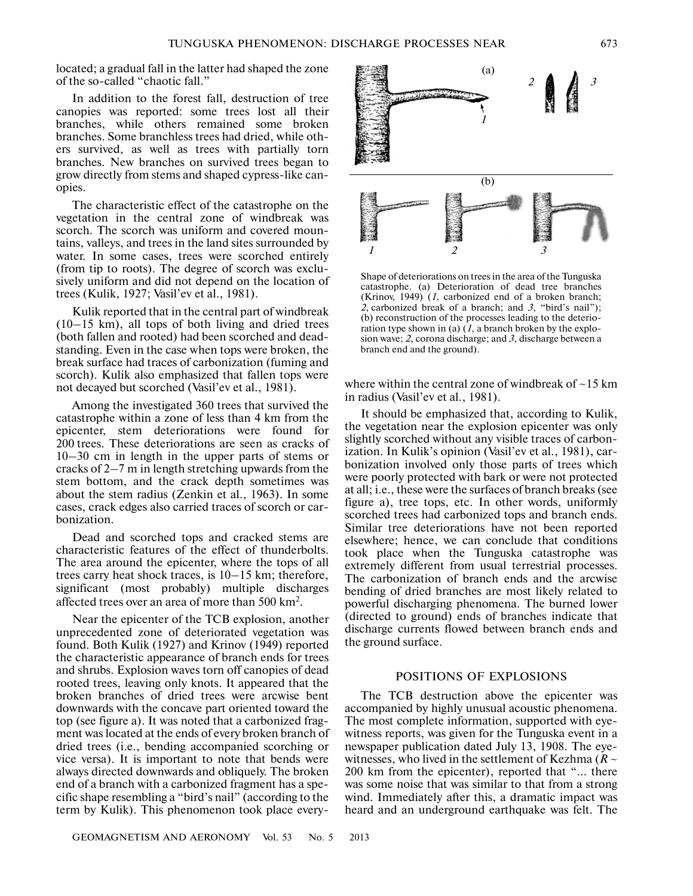located; a gradual fall in the latter had shaped the zone of the so-called "chaotic fall."

In addition to the forest fall, destruction of tree canopies was reported: some trees lost all their branches, while others remained some broken branches. Some branchless trees had dried, while others survived, as well as trees with partially torn branches. New branches on survived trees began to grow directly from stems and shaped cypress-like canopies.

The characteristic effect of the catastrophe on the vegetation in the central zone of windbreak was scorch. The scorch was uniform and covered mountains, valleys, and trees in the land sites surrounded by water. In some cases, trees were scorched entirely (from tip to roots). The degree of scorch was exclusively uniform and did not depend on the location of trees (Kulik, 1927; Vasil'ev et al., 1981).

Kulik reported that in the central part of windbreak (10–15 km), all tops of both living and dried trees (both fallen and rooted) had been scorched and dead-standing. Even in the case when tops were broken, the break surface had traces of carbonization (fuming and scorch). Kulik also emphasized that fallen tops were not decayed but scorched (Vasil'ev et al., 1981).

Among the investigated 360 trees that survived the catastrophe within a zone of less than 4 km from the epicenter, stem deteriorations were found for 200 trees. These deteriorations are seen as cracks of 10–30 cm in length in the upper parts of stems or cracks of 2–7 m in length stretching upwards from the stem bottom, and the crack depth sometimes was about the stem radius (Zenkin et al., 1963). In some cases, crack edges also carried traces of scorch or carbonization.

Dead and scorched tops and cracked stems are characteristic features of the effect of thunderbolts. The area around the epicenter, where the tops of all trees carry heat shock traces, is 10–15 km; therefore, significant (most probably) multiple discharges affected trees over an area of more than 500 km$^2$.

Near the epicenter of the TCB explosion, another unprecedented zone of deteriorated vegetation was found. Both Kulik (1927) and Krinov (1949) reported the characteristic appearance of branch ends for trees and shrubs. Explosion waves torn off canopies of dead rooted trees, leaving only knots. It appeared that the broken branches of dried trees were arcwise bent downwards with the concave part oriented toward the top (see figure a). It was noted that a carbonized fragment was located at the ends of every broken branch of dried trees (i.e., bending accompanied scorching or vice versa). It is important to note that bends were always directed downwards and obliquely. The broken end of a branch with a carbonized fragment has a specific shape resembling a "bird's nail" (according to the term by Kulik). This phenomenon took place everywhere within the central zone of windbreak of ~15 km in radius (Vasil'ev et al., 1981).

Shape of deteriorations on trees in the area of the Tunguska catastrophe. (a) Deterioration of dead tree branches (Krinov, 1949) (*1*, carbonized end of a broken branch; *2*, carbonized break of a branch; and *3*, "bird's nail"); (b) reconstruction of the processes leading to the deterioration type shown in (a) (*1*, a branch broken by the explosion wave; *2*, corona discharge; and *3*, discharge between a branch end and the ground).

It should be emphasized that, according to Kulik, the vegetation near the explosion epicenter was only slightly scorched without any visible traces of carbonization. In Kulik's opinion (Vasil'ev et al., 1981), carbonization involved only those parts of trees which were poorly protected with bark or were not protected at all; i.e., these were the surfaces of branch breaks (see figure a), tree tops, etc. In other words, uniformly scorched trees had carbonized tops and branch ends. Similar tree deteriorations have not been reported elsewhere; hence, we can conclude that conditions took place when the Tunguska catastrophe was extremely different from usual terrestrial processes. The carbonization of branch ends and the arcwise bending of dried branches are most likely related to powerful discharging phenomena. The burned lower (directed to ground) ends of branches indicate that discharge currents flowed between branch ends and the ground surface.

## POSITIONS OF EXPLOSIONS

The TCB destruction above the epicenter was accompanied by highly unusual acoustic phenomena. The most complete information, supported with eyewitness reports, was given for the Tunguska event in a newspaper publication dated July 13, 1908. The eyewitnesses, who lived in the settlement of Kezhma ($R \sim$ 200 km from the epicenter), reported that "... there was some noise that was similar to that from a strong wind. Immediately after this, a dramatic impact was heard and an underground earthquake was felt. The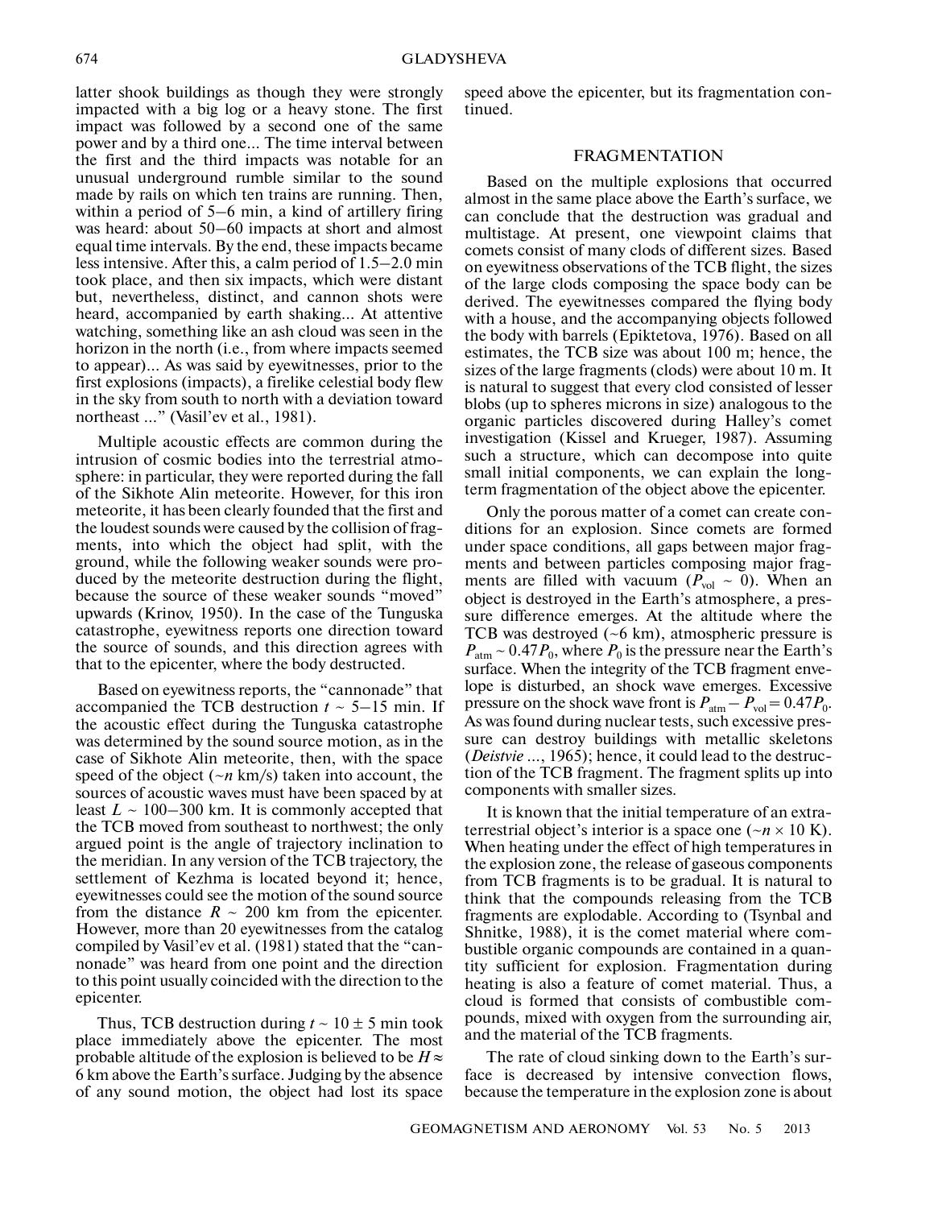latter shook buildings as though they were strongly impacted with a big log or a heavy stone. The first impact was followed by a second one of the same power and by a third one... The time interval between the first and the third impacts was notable for an unusual underground rumble similar to the sound made by rails on which ten trains are running. Then, within a period of 5–6 min, a kind of artillery firing was heard: about 50–60 impacts at short and almost equal time intervals. By the end, these impacts became less intensive. After this, a calm period of 1.5–2.0 min took place, and then six impacts, which were distant but, nevertheless, distinct, and cannon shots were heard, accompanied by earth shaking... At attentive watching, something like an ash cloud was seen in the horizon in the north (i.e., from where impacts seemed to appear)... As was said by eyewitnesses, prior to the first explosions (impacts), a firelike celestial body flew in the sky from south to north with a deviation toward northeast ...” (Vasil’ev et al., 1981).

Multiple acoustic effects are common during the intrusion of cosmic bodies into the terrestrial atmosphere: in particular, they were reported during the fall of the Sikhote Alin meteorite. However, for this iron meteorite, it has been clearly founded that the first and the loudest sounds were caused by the collision of fragments, into which the object had split, with the ground, while the following weaker sounds were produced by the meteorite destruction during the flight, because the source of these weaker sounds “moved” upwards (Krinov, 1950). In the case of the Tunguska catastrophe, eyewitness reports one direction toward the source of sounds, and this direction agrees with that to the epicenter, where the body destructed.

Based on eyewitness reports, the “cannonade” that accompanied the TCB destruction $t \sim 5$–$15$ min. If the acoustic effect during the Tunguska catastrophe was determined by the sound source motion, as in the case of Sikhote Alin meteorite, then, with the space speed of the object ($\sim n$ km/s) taken into account, the sources of acoustic waves must have been spaced by at least $L \sim 100$–$300$ km. It is commonly accepted that the TCB moved from southeast to northwest; the only argued point is the angle of trajectory inclination to the meridian. In any version of the TCB trajectory, the settlement of Kezhma is located beyond it; hence, eyewitnesses could see the motion of the sound source from the distance $R \sim 200$ km from the epicenter. However, more than 20 eyewitnesses from the catalog compiled by Vasil’ev et al. (1981) stated that the “cannonade” was heard from one point and the direction to this point usually coincided with the direction to the epicenter.

Thus, TCB destruction during $t \sim 10 \pm 5$ min took place immediately above the epicenter. The most probable altitude of the explosion is believed to be $H \approx 6$ km above the Earth’s surface. Judging by the absence of any sound motion, the object had lost its space speed above the epicenter, but its fragmentation continued.

## FRAGMENTATION

Based on the multiple explosions that occurred almost in the same place above the Earth’s surface, we can conclude that the destruction was gradual and multistage. At present, one viewpoint claims that comets consist of many clods of different sizes. Based on eyewitness observations of the TCB flight, the sizes of the large clods composing the space body can be derived. The eyewitnesses compared the flying body with a house, and the accompanying objects followed the body with barrels (Epiktetova, 1976). Based on all estimates, the TCB size was about 100 m; hence, the sizes of the large fragments (clods) were about 10 m. It is natural to suggest that every clod consisted of lesser blobs (up to spheres microns in size) analogous to the organic particles discovered during Halley’s comet investigation (Kissel and Krueger, 1987). Assuming such a structure, which can decompose into quite small initial components, we can explain the long-term fragmentation of the object above the epicenter.

Only the porous matter of a comet can create conditions for an explosion. Since comets are formed under space conditions, all gaps between major fragments and between particles composing major fragments are filled with vacuum ($P_{\rm vol} \sim 0$). When an object is destroyed in the Earth’s atmosphere, a pressure difference emerges. At the altitude where the TCB was destroyed (~6 km), atmospheric pressure is $P_{\rm atm} \sim 0.47P_0$, where $P_0$ is the pressure near the Earth’s surface. When the integrity of the TCB fragment envelope is disturbed, an shock wave emerges. Excessive pressure on the shock wave front is $P_{\rm atm} - P_{\rm vol} = 0.47P_0$. As was found during nuclear tests, such excessive pressure can destroy buildings with metallic skeletons (*Deistvie* ..., 1965); hence, it could lead to the destruction of the TCB fragment. The fragment splits up into components with smaller sizes.

It is known that the initial temperature of an extraterrestrial object’s interior is a space one ($\sim n \times 10$ K). When heating under the effect of high temperatures in the explosion zone, the release of gaseous components from TCB fragments is to be gradual. It is natural to think that the compounds releasing from the TCB fragments are explodable. According to (Tsynbal and Shnitke, 1988), it is the comet material where combustible organic compounds are contained in a quantity sufficient for explosion. Fragmentation during heating is also a feature of comet material. Thus, a cloud is formed that consists of combustible compounds, mixed with oxygen from the surrounding air, and the material of the TCB fragments.

The rate of cloud sinking down to the Earth’s surface is decreased by intensive convection flows, because the temperature in the explosion zone is about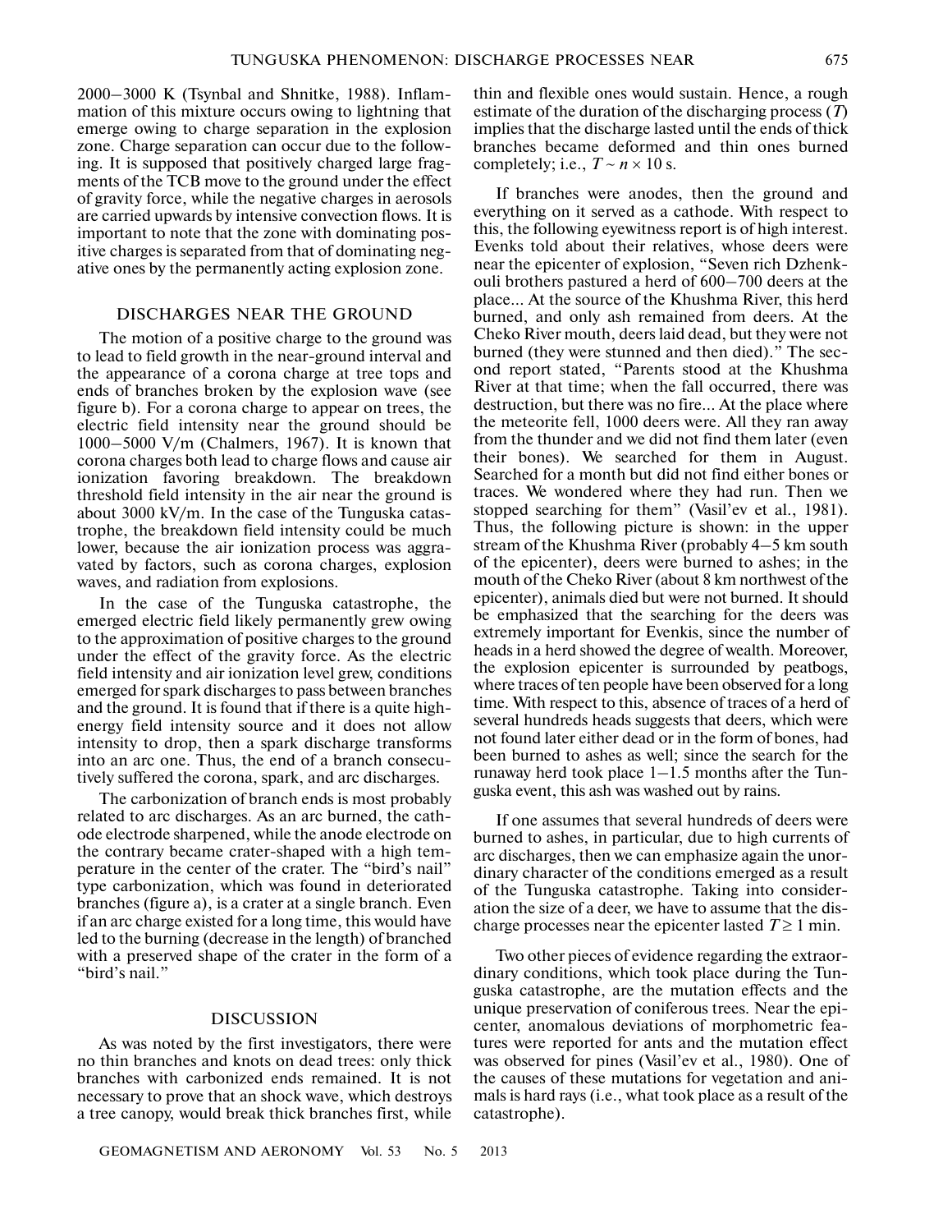2000–3000 K (Tsynbal and Shnitke, 1988). Inflammation of this mixture occurs owing to lightning that emerge owing to charge separation in the explosion zone. Charge separation can occur due to the following. It is supposed that positively charged large fragments of the TCB move to the ground under the effect of gravity force, while the negative charges in aerosols are carried upwards by intensive convection flows. It is important to note that the zone with dominating positive charges is separated from that of dominating negative ones by the permanently acting explosion zone.

## DISCHARGES NEAR THE GROUND

The motion of a positive charge to the ground was to lead to field growth in the near-ground interval and the appearance of a corona charge at tree tops and ends of branches broken by the explosion wave (see figure b). For a corona charge to appear on trees, the electric field intensity near the ground should be 1000–5000 V/m (Chalmers, 1967). It is known that corona charges both lead to charge flows and cause air ionization favoring breakdown. The breakdown threshold field intensity in the air near the ground is about 3000 kV/m. In the case of the Tunguska catastrophe, the breakdown field intensity could be much lower, because the air ionization process was aggravated by factors, such as corona charges, explosion waves, and radiation from explosions.

In the case of the Tunguska catastrophe, the emerged electric field likely permanently grew owing to the approximation of positive charges to the ground under the effect of the gravity force. As the electric field intensity and air ionization level grew, conditions emerged for spark discharges to pass between branches and the ground. It is found that if there is a quite high-energy field intensity source and it does not allow intensity to drop, then a spark discharge transforms into an arc one. Thus, the end of a branch consecutively suffered the corona, spark, and arc discharges.

The carbonization of branch ends is most probably related to arc discharges. As an arc burned, the cathode electrode sharpened, while the anode electrode on the contrary became crater-shaped with a high temperature in the center of the crater. The "bird's nail" type carbonization, which was found in deteriorated branches (figure a), is a crater at a single branch. Even if an arc charge existed for a long time, this would have led to the burning (decrease in the length) of branched with a preserved shape of the crater in the form of a "bird's nail."

## DISCUSSION

As was noted by the first investigators, there were no thin branches and knots on dead trees: only thick branches with carbonized ends remained. It is not necessary to prove that an shock wave, which destroys a tree canopy, would break thick branches first, while thin and flexible ones would sustain. Hence, a rough estimate of the duration of the discharging process ($T$) implies that the discharge lasted until the ends of thick branches became deformed and thin ones burned completely; i.e., $T \sim n \times 10$ s.

If branches were anodes, then the ground and everything on it served as a cathode. With respect to this, the following eyewitness report is of high interest. Evenks told about their relatives, whose deers were near the epicenter of explosion, "Seven rich Dzhenkouli brothers pastured a herd of 600–700 deers at the place... At the source of the Khushma River, this herd burned, and only ash remained from deers. At the Cheko River mouth, deers laid dead, but they were not burned (they were stunned and then died)." The second report stated, "Parents stood at the Khushma River at that time; when the fall occurred, there was destruction, but there was no fire... At the place where the meteorite fell, 1000 deers were. All they ran away from the thunder and we did not find them later (even their bones). We searched for them in August. Searched for a month but did not find either bones or traces. We wondered where they had run. Then we stopped searching for them" (Vasil'ev et al., 1981). Thus, the following picture is shown: in the upper stream of the Khushma River (probably 4–5 km south of the epicenter), deers were burned to ashes; in the mouth of the Cheko River (about 8 km northwest of the epicenter), animals died but were not burned. It should be emphasized that the searching for the deers was extremely important for Evenkis, since the number of heads in a herd showed the degree of wealth. Moreover, the explosion epicenter is surrounded by peatbogs, where traces of ten people have been observed for a long time. With respect to this, absence of traces of a herd of several hundreds heads suggests that deers, which were not found later either dead or in the form of bones, had been burned to ashes as well; since the search for the runaway herd took place 1–1.5 months after the Tunguska event, this ash was washed out by rains.

If one assumes that several hundreds of deers were burned to ashes, in particular, due to high currents of arc discharges, then we can emphasize again the unordinary character of the conditions emerged as a result of the Tunguska catastrophe. Taking into consideration the size of a deer, we have to assume that the discharge processes near the epicenter lasted $T \geq 1$ min.

Two other pieces of evidence regarding the extraordinary conditions, which took place during the Tunguska catastrophe, are the mutation effects and the unique preservation of coniferous trees. Near the epicenter, anomalous deviations of morphometric features were reported for ants and the mutation effect was observed for pines (Vasil'ev et al., 1980). One of the causes of these mutations for vegetation and animals is hard rays (i.e., what took place as a result of the catastrophe).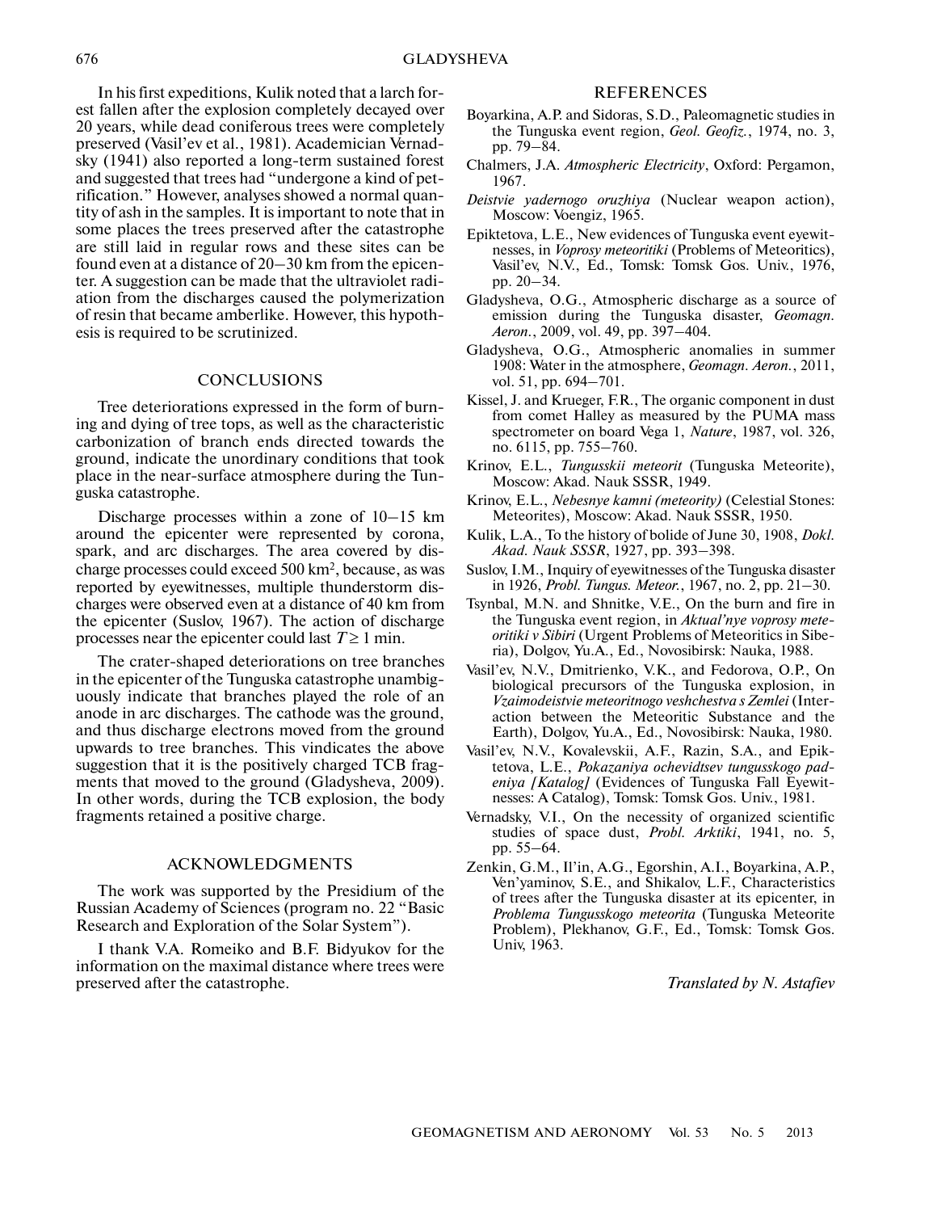In his first expeditions, Kulik noted that a larch forest fallen after the explosion completely decayed over 20 years, while dead coniferous trees were completely preserved (Vasil'ev et al., 1981). Academician Vernadsky (1941) also reported a long-term sustained forest and suggested that trees had "undergone a kind of petrification." However, analyses showed a normal quantity of ash in the samples. It is important to note that in some places the trees preserved after the catastrophe are still laid in regular rows and these sites can be found even at a distance of 20–30 km from the epicenter. A suggestion can be made that the ultraviolet radiation from the discharges caused the polymerization of resin that became amberlike. However, this hypothesis is required to be scrutinized.

## CONCLUSIONS

Tree deteriorations expressed in the form of burning and dying of tree tops, as well as the characteristic carbonization of branch ends directed towards the ground, indicate the unordinary conditions that took place in the near-surface atmosphere during the Tunguska catastrophe.

Discharge processes within a zone of 10–15 km around the epicenter were represented by corona, spark, and arc discharges. The area covered by discharge processes could exceed 500 km$^2$, because, as was reported by eyewitnesses, multiple thunderstorm discharges were observed even at a distance of 40 km from the epicenter (Suslov, 1967). The action of discharge processes near the epicenter could last $T \geq 1$ min.

The crater-shaped deteriorations on tree branches in the epicenter of the Tunguska catastrophe unambiguously indicate that branches played the role of an anode in arc discharges. The cathode was the ground, and thus discharge electrons moved from the ground upwards to tree branches. This vindicates the above suggestion that it is the positively charged TCB fragments that moved to the ground (Gladysheva, 2009). In other words, during the TCB explosion, the body fragments retained a positive charge.

## ACKNOWLEDGMENTS

The work was supported by the Presidium of the Russian Academy of Sciences (program no. 22 "Basic Research and Exploration of the Solar System").

I thank V.A. Romeiko and B.F. Bidyukov for the information on the maximal distance where trees were preserved after the catastrophe.

## REFERENCES

Boyarkina, A.P. and Sidoras, S.D., Paleomagnetic studies in the Tunguska event region, *Geol. Geofiz.*, 1974, no. 3, pp. 79–84.

Chalmers, J.A. *Atmospheric Electricity*, Oxford: Pergamon, 1967.

*Deistvie yadernogo oruzhiya* (Nuclear weapon action), Moscow: Voengiz, 1965.

Epiktetova, L.E., New evidences of Tunguska event eyewitnesses, in *Voprosy meteoritiki* (Problems of Meteoritics), Vasil'ev, N.V., Ed., Tomsk: Tomsk Gos. Univ., 1976, pp. 20–34.

Gladysheva, O.G., Atmospheric discharge as a source of emission during the Tunguska disaster, *Geomagn. Aeron.*, 2009, vol. 49, pp. 397–404.

Gladysheva, O.G., Atmospheric anomalies in summer 1908: Water in the atmosphere, *Geomagn. Aeron.*, 2011, vol. 51, pp. 694–701.

Kissel, J. and Krueger, F.R., The organic component in dust from comet Halley as measured by the PUMA mass spectrometer on board Vega 1, *Nature*, 1987, vol. 326, no. 6115, pp. 755–760.

Krinov, E.L., *Tungusskii meteorit* (Tunguska Meteorite), Moscow: Akad. Nauk SSSR, 1949.

Krinov, E.L., *Nebesnye kamni (meteority)* (Celestial Stones: Meteorites), Moscow: Akad. Nauk SSSR, 1950.

Kulik, L.A., To the history of bolide of June 30, 1908, *Dokl. Akad. Nauk SSSR*, 1927, pp. 393–398.

Suslov, I.M., Inquiry of eyewitnesses of the Tunguska disaster in 1926, *Probl. Tungus. Meteor.*, 1967, no. 2, pp. 21–30.

Tsynbal, M.N. and Shnitke, V.E., On the burn and fire in the Tunguska event region, in *Aktual'nye voprosy meteoritiki v Sibiri* (Urgent Problems of Meteoritics in Siberia), Dolgov, Yu.A., Ed., Novosibirsk: Nauka, 1988.

Vasil'ev, N.V., Dmitrienko, V.K., and Fedorova, O.P., On biological precursors of the Tunguska explosion, in *Vzaimodeistvie meteoritnogo veshchestva s Zemlei* (Interaction between the Meteoritic Substance and the Earth), Dolgov, Yu.A., Ed., Novosibirsk: Nauka, 1980.

Vasil'ev, N.V., Kovalevskii, A.F., Razin, S.A., and Epiktetova, L.E., *Pokazaniya ochevidtsev tungusskogo padeniya [Katalog]* (Evidences of Tunguska Fall Eyewitnesses: A Catalog), Tomsk: Tomsk Gos. Univ., 1981.

Vernadsky, V.I., On the necessity of organized scientific studies of space dust, *Probl. Arktiki*, 1941, no. 5, pp. 55–64.

Zenkin, G.M., Il'in, A.G., Egorshin, A.I., Boyarkina, A.P., Ven'yaminov, S.E., and Shikalov, L.F., Characteristics of trees after the Tunguska disaster at its epicenter, in *Problema Tungusskogo meteorita* (Tunguska Meteorite Problem), Plekhanov, G.F., Ed., Tomsk: Tomsk Gos. Univ, 1963.

*Translated by N. Astafiev*